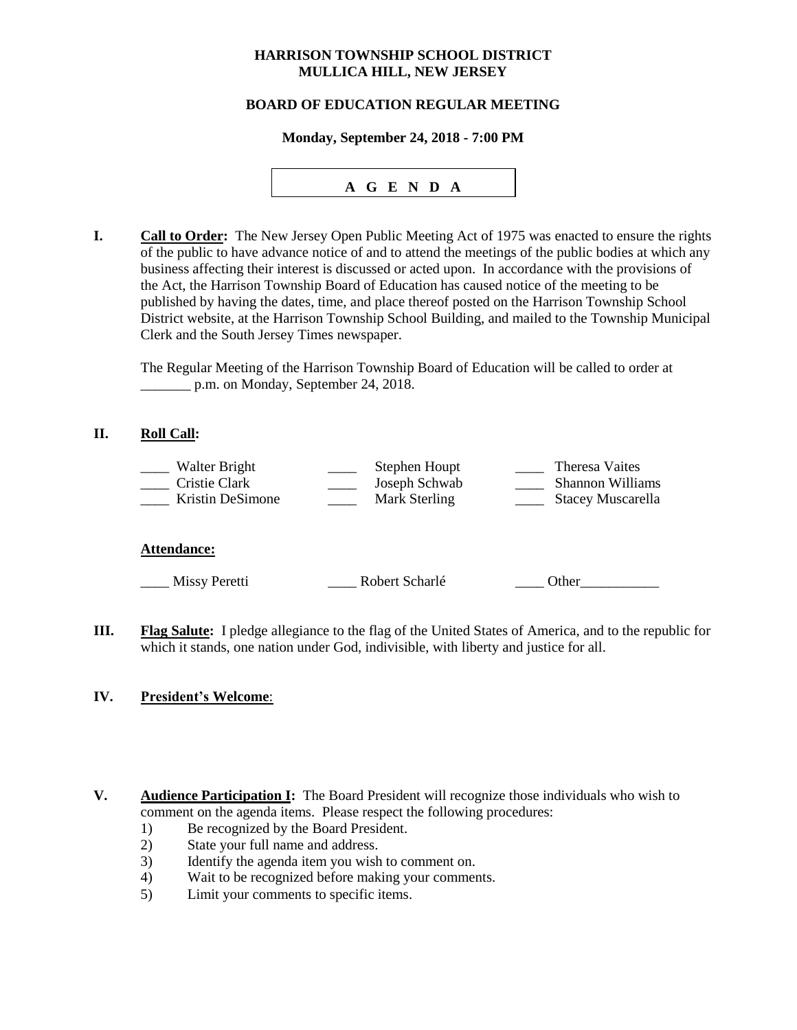**HARRISON TOWNSHIP SCHOOL DISTRICT**
**MULLICA HILL, NEW JERSEY**

**BOARD OF EDUCATION REGULAR MEETING**

**Monday, September 24, 2018 - 7:00 PM**

**A G E N D A**

**I. Call to Order:** The New Jersey Open Public Meeting Act of 1975 was enacted to ensure the rights of the public to have advance notice of and to attend the meetings of the public bodies at which any business affecting their interest is discussed or acted upon. In accordance with the provisions of the Act, the Harrison Township Board of Education has caused notice of the meeting to be published by having the dates, time, and place thereof posted on the Harrison Township School District website, at the Harrison Township School Building, and mailed to the Township Municipal Clerk and the South Jersey Times newspaper.

The Regular Meeting of the Harrison Township Board of Education will be called to order at _______ p.m. on Monday, September 24, 2018.

**II. Roll Call:**

____ Walter Bright
____ Cristie Clark
____ Kristin DeSimone
____ Stephen Houpt
____ Joseph Schwab
____ Mark Sterling
____ Theresa Vaites
____ Shannon Williams
____ Stacey Muscarella

**Attendance:**

____ Missy Peretti
____ Robert Scharlé
____ Other___________

**III. Flag Salute:** I pledge allegiance to the flag of the United States of America, and to the republic for which it stands, one nation under God, indivisible, with liberty and justice for all.

**IV. President's Welcome:**

**V. Audience Participation I:** The Board President will recognize those individuals who wish to comment on the agenda items. Please respect the following procedures:

1) Be recognized by the Board President.
2) State your full name and address.
3) Identify the agenda item you wish to comment on.
4) Wait to be recognized before making your comments.
5) Limit your comments to specific items.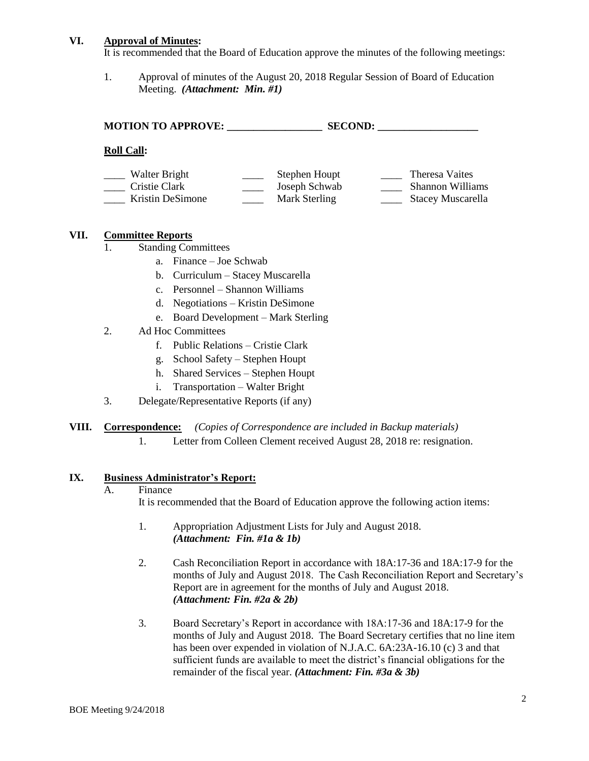## VI. Approval of Minutes:

It is recommended that the Board of Education approve the minutes of the following meetings:

1. Approval of minutes of the August 20, 2018 Regular Session of Board of Education Meeting. ***(Attachment: Min. #1)***

**MOTION TO APPROVE: ___________________ SECOND: ____________________**

**Roll Call:**

| | | |
|---|---|---|
| ____ Walter Bright | ____ Stephen Houpt | ____ Theresa Vaites |
| ____ Cristie Clark | ____ Joseph Schwab | ____ Shannon Williams |
| ____ Kristin DeSimone | ____ Mark Sterling | ____ Stacey Muscarella |

## VII. Committee Reports

1. Standing Committees
   a. Finance – Joe Schwab
   b. Curriculum – Stacey Muscarella
   c. Personnel – Shannon Williams
   d. Negotiations – Kristin DeSimone
   e. Board Development – Mark Sterling
2. Ad Hoc Committees
   f. Public Relations – Cristie Clark
   g. School Safety – Stephen Houpt
   h. Shared Services – Stephen Houpt
   i. Transportation – Walter Bright
3. Delegate/Representative Reports (if any)

## VIII. Correspondence: *(Copies of Correspondence are included in Backup materials)*

1. Letter from Colleen Clement received August 28, 2018 re: resignation.

## IX. Business Administrator's Report:

A. Finance

It is recommended that the Board of Education approve the following action items:

1. Appropriation Adjustment Lists for July and August 2018. ***(Attachment: Fin. #1a & 1b)***

2. Cash Reconciliation Report in accordance with 18A:17-36 and 18A:17-9 for the months of July and August 2018. The Cash Reconciliation Report and Secretary's Report are in agreement for the months of July and August 2018. ***(Attachment: Fin. #2a & 2b)***

3. Board Secretary's Report in accordance with 18A:17-36 and 18A:17-9 for the months of July and August 2018. The Board Secretary certifies that no line item has been over expended in violation of N.J.A.C. 6A:23A-16.10 (c) 3 and that sufficient funds are available to meet the district's financial obligations for the remainder of the fiscal year. ***(Attachment: Fin. #3a & 3b)***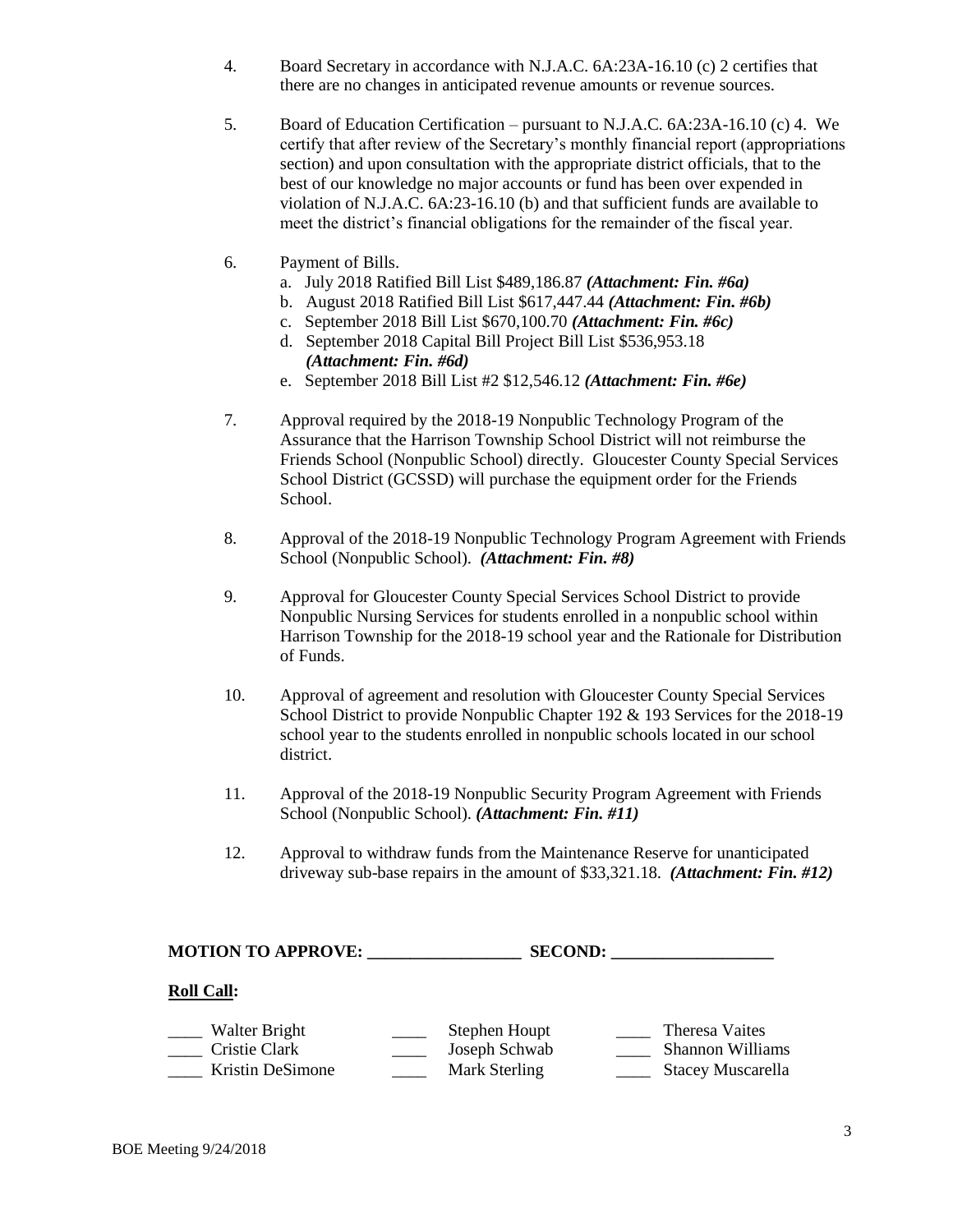4. Board Secretary in accordance with N.J.A.C. 6A:23A-16.10 (c) 2 certifies that there are no changes in anticipated revenue amounts or revenue sources.

5. Board of Education Certification – pursuant to N.J.A.C. 6A:23A-16.10 (c) 4. We certify that after review of the Secretary's monthly financial report (appropriations section) and upon consultation with the appropriate district officials, that to the best of our knowledge no major accounts or fund has been over expended in violation of N.J.A.C. 6A:23-16.10 (b) and that sufficient funds are available to meet the district's financial obligations for the remainder of the fiscal year.

6. Payment of Bills.
   a. July 2018 Ratified Bill List $489,186.87 ***(Attachment: Fin. #6a)***
   b. August 2018 Ratified Bill List $617,447.44 ***(Attachment: Fin. #6b)***
   c. September 2018 Bill List $670,100.70 ***(Attachment: Fin. #6c)***
   d. September 2018 Capital Bill Project Bill List $536,953.18 ***(Attachment: Fin. #6d)***
   e. September 2018 Bill List #2 $12,546.12 ***(Attachment: Fin. #6e)***

7. Approval required by the 2018-19 Nonpublic Technology Program of the Assurance that the Harrison Township School District will not reimburse the Friends School (Nonpublic School) directly. Gloucester County Special Services School District (GCSSD) will purchase the equipment order for the Friends School.

8. Approval of the 2018-19 Nonpublic Technology Program Agreement with Friends School (Nonpublic School). ***(Attachment: Fin. #8)***

9. Approval for Gloucester County Special Services School District to provide Nonpublic Nursing Services for students enrolled in a nonpublic school within Harrison Township for the 2018-19 school year and the Rationale for Distribution of Funds.

10. Approval of agreement and resolution with Gloucester County Special Services School District to provide Nonpublic Chapter 192 & 193 Services for the 2018-19 school year to the students enrolled in nonpublic schools located in our school district.

11. Approval of the 2018-19 Nonpublic Security Program Agreement with Friends School (Nonpublic School). ***(Attachment: Fin. #11)***

12. Approval to withdraw funds from the Maintenance Reserve for unanticipated driveway sub-base repairs in the amount of $33,321.18. ***(Attachment: Fin. #12)***

**MOTION TO APPROVE: __________________ SECOND: ___________________**

**Roll Call:**

| | | |
|---|---|---|
| ____ Walter Bright | ____ Stephen Houpt | ____ Theresa Vaites |
| ____ Cristie Clark | ____ Joseph Schwab | ____ Shannon Williams |
| ____ Kristin DeSimone | ____ Mark Sterling | ____ Stacey Muscarella |

BOE Meeting 9/24/2018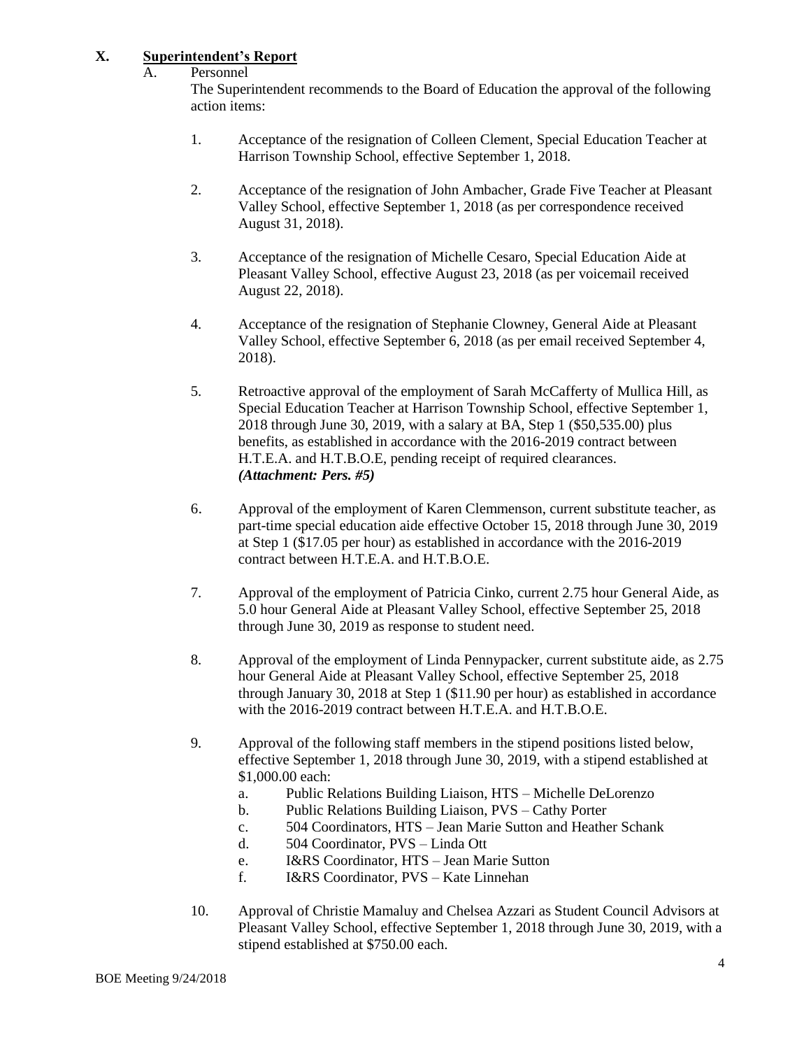## X. Superintendent's Report

A. Personnel

The Superintendent recommends to the Board of Education the approval of the following action items:

1. Acceptance of the resignation of Colleen Clement, Special Education Teacher at Harrison Township School, effective September 1, 2018.

2. Acceptance of the resignation of John Ambacher, Grade Five Teacher at Pleasant Valley School, effective September 1, 2018 (as per correspondence received August 31, 2018).

3. Acceptance of the resignation of Michelle Cesaro, Special Education Aide at Pleasant Valley School, effective August 23, 2018 (as per voicemail received August 22, 2018).

4. Acceptance of the resignation of Stephanie Clowney, General Aide at Pleasant Valley School, effective September 6, 2018 (as per email received September 4, 2018).

5. Retroactive approval of the employment of Sarah McCafferty of Mullica Hill, as Special Education Teacher at Harrison Township School, effective September 1, 2018 through June 30, 2019, with a salary at BA, Step 1 ($50,535.00) plus benefits, as established in accordance with the 2016-2019 contract between H.T.E.A. and H.T.B.O.E, pending receipt of required clearances. ***(Attachment: Pers. #5)***

6. Approval of the employment of Karen Clemmenson, current substitute teacher, as part-time special education aide effective October 15, 2018 through June 30, 2019 at Step 1 ($17.05 per hour) as established in accordance with the 2016-2019 contract between H.T.E.A. and H.T.B.O.E.

7. Approval of the employment of Patricia Cinko, current 2.75 hour General Aide, as 5.0 hour General Aide at Pleasant Valley School, effective September 25, 2018 through June 30, 2019 as response to student need.

8. Approval of the employment of Linda Pennypacker, current substitute aide, as 2.75 hour General Aide at Pleasant Valley School, effective September 25, 2018 through January 30, 2018 at Step 1 ($11.90 per hour) as established in accordance with the 2016-2019 contract between H.T.E.A. and H.T.B.O.E.

9. Approval of the following staff members in the stipend positions listed below, effective September 1, 2018 through June 30, 2019, with a stipend established at $1,000.00 each:
   a. Public Relations Building Liaison, HTS – Michelle DeLorenzo
   b. Public Relations Building Liaison, PVS – Cathy Porter
   c. 504 Coordinators, HTS – Jean Marie Sutton and Heather Schank
   d. 504 Coordinator, PVS – Linda Ott
   e. I&RS Coordinator, HTS – Jean Marie Sutton
   f. I&RS Coordinator, PVS – Kate Linnehan

10. Approval of Christie Mamaluy and Chelsea Azzari as Student Council Advisors at Pleasant Valley School, effective September 1, 2018 through June 30, 2019, with a stipend established at $750.00 each.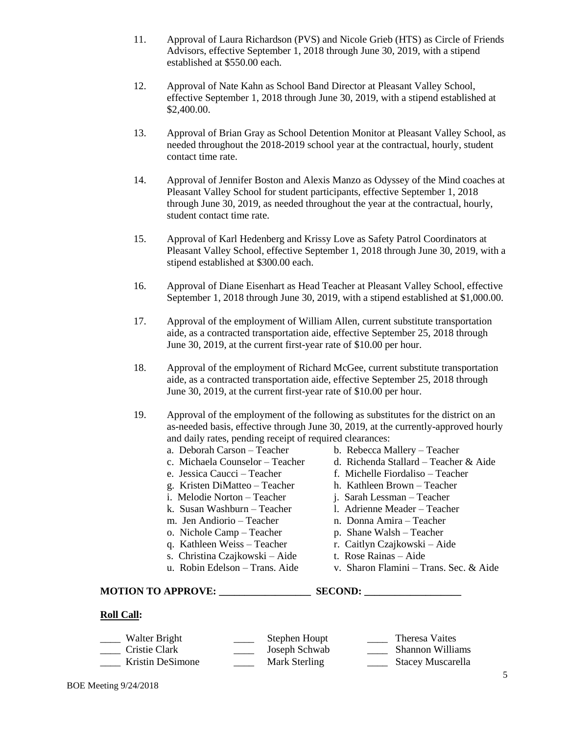11. Approval of Laura Richardson (PVS) and Nicole Grieb (HTS) as Circle of Friends Advisors, effective September 1, 2018 through June 30, 2019, with a stipend established at $550.00 each.

12. Approval of Nate Kahn as School Band Director at Pleasant Valley School, effective September 1, 2018 through June 30, 2019, with a stipend established at $2,400.00.

13. Approval of Brian Gray as School Detention Monitor at Pleasant Valley School, as needed throughout the 2018-2019 school year at the contractual, hourly, student contact time rate.

14. Approval of Jennifer Boston and Alexis Manzo as Odyssey of the Mind coaches at Pleasant Valley School for student participants, effective September 1, 2018 through June 30, 2019, as needed throughout the year at the contractual, hourly, student contact time rate.

15. Approval of Karl Hedenberg and Krissy Love as Safety Patrol Coordinators at Pleasant Valley School, effective September 1, 2018 through June 30, 2019, with a stipend established at $300.00 each.

16. Approval of Diane Eisenhart as Head Teacher at Pleasant Valley School, effective September 1, 2018 through June 30, 2019, with a stipend established at $1,000.00.

17. Approval of the employment of William Allen, current substitute transportation aide, as a contracted transportation aide, effective September 25, 2018 through June 30, 2019, at the current first-year rate of $10.00 per hour.

18. Approval of the employment of Richard McGee, current substitute transportation aide, as a contracted transportation aide, effective September 25, 2018 through June 30, 2019, at the current first-year rate of $10.00 per hour.

19. Approval of the employment of the following as substitutes for the district on an as-needed basis, effective through June 30, 2019, at the currently-approved hourly and daily rates, pending receipt of required clearances:
    - a. Deborah Carson – Teacher
    - b. Rebecca Mallery – Teacher
    - c. Michaela Counselor – Teacher
    - d. Richenda Stallard – Teacher & Aide
    - e. Jessica Caucci – Teacher
    - f. Michelle Fiordaliso – Teacher
    - g. Kristen DiMatteo – Teacher
    - h. Kathleen Brown – Teacher
    - i. Melodie Norton – Teacher
    - j. Sarah Lessman – Teacher
    - k. Susan Washburn – Teacher
    - l. Adrienne Meader – Teacher
    - m. Jen Andiorio – Teacher
    - n. Donna Amira – Teacher
    - o. Nichole Camp – Teacher
    - p. Shane Walsh – Teacher
    - q. Kathleen Weiss – Teacher
    - r. Caitlyn Czajkowski – Aide
    - s. Christina Czajkowski – Aide
    - t. Rose Rainas – Aide
    - u. Robin Edelson – Trans. Aide
    - v. Sharon Flamini – Trans. Sec. & Aide

**MOTION TO APPROVE: __________________ SECOND: ___________________**

**Roll Call:**

| | | |
|---|---|---|
| ____ Walter Bright | ____ Stephen Houpt | ____ Theresa Vaites |
| ____ Cristie Clark | ____ Joseph Schwab | ____ Shannon Williams |
| ____ Kristin DeSimone | ____ Mark Sterling | ____ Stacey Muscarella |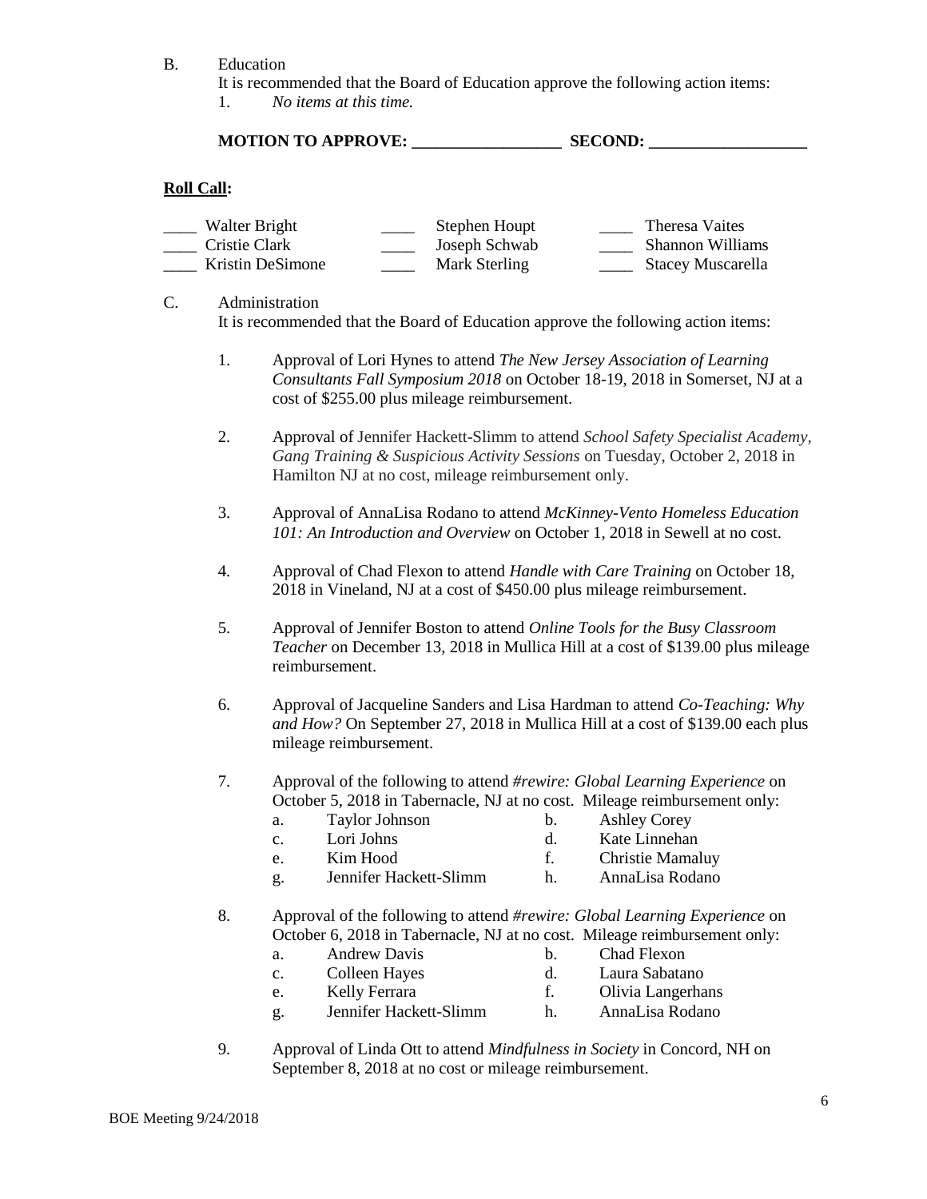B. Education

It is recommended that the Board of Education approve the following action items:

1. *No items at this time.*

**MOTION TO APPROVE: __________________ SECOND: ___________________**

**Roll Call:**

| | | |
|---|---|---|
| ____ Walter Bright | ____ Stephen Houpt | ____ Theresa Vaites |
| ____ Cristie Clark | ____ Joseph Schwab | ____ Shannon Williams |
| ____ Kristin DeSimone | ____ Mark Sterling | ____ Stacey Muscarella |

C. Administration

It is recommended that the Board of Education approve the following action items:

1. Approval of Lori Hynes to attend *The New Jersey Association of Learning Consultants Fall Symposium 2018* on October 18-19, 2018 in Somerset, NJ at a cost of $255.00 plus mileage reimbursement.

2. Approval of Jennifer Hackett-Slimm to attend *School Safety Specialist Academy, Gang Training & Suspicious Activity Sessions* on Tuesday, October 2, 2018 in Hamilton NJ at no cost, mileage reimbursement only.

3. Approval of AnnaLisa Rodano to attend *McKinney-Vento Homeless Education 101: An Introduction and Overview* on October 1, 2018 in Sewell at no cost.

4. Approval of Chad Flexon to attend *Handle with Care Training* on October 18, 2018 in Vineland, NJ at a cost of $450.00 plus mileage reimbursement.

5. Approval of Jennifer Boston to attend *Online Tools for the Busy Classroom Teacher* on December 13, 2018 in Mullica Hill at a cost of $139.00 plus mileage reimbursement.

6. Approval of Jacqueline Sanders and Lisa Hardman to attend *Co-Teaching: Why and How?* On September 27, 2018 in Mullica Hill at a cost of $139.00 each plus mileage reimbursement.

7. Approval of the following to attend *#rewire: Global Learning Experience* on October 5, 2018 in Tabernacle, NJ at no cost. Mileage reimbursement only:
   - a. Taylor Johnson
   - b. Ashley Corey
   - c. Lori Johns
   - d. Kate Linnehan
   - e. Kim Hood
   - f. Christie Mamaluy
   - g. Jennifer Hackett-Slimm
   - h. AnnaLisa Rodano

8. Approval of the following to attend *#rewire: Global Learning Experience* on October 6, 2018 in Tabernacle, NJ at no cost. Mileage reimbursement only:
   - a. Andrew Davis
   - b. Chad Flexon
   - c. Colleen Hayes
   - d. Laura Sabatano
   - e. Kelly Ferrara
   - f. Olivia Langerhans
   - g. Jennifer Hackett-Slimm
   - h. AnnaLisa Rodano

9. Approval of Linda Ott to attend *Mindfulness in Society* in Concord, NH on September 8, 2018 at no cost or mileage reimbursement.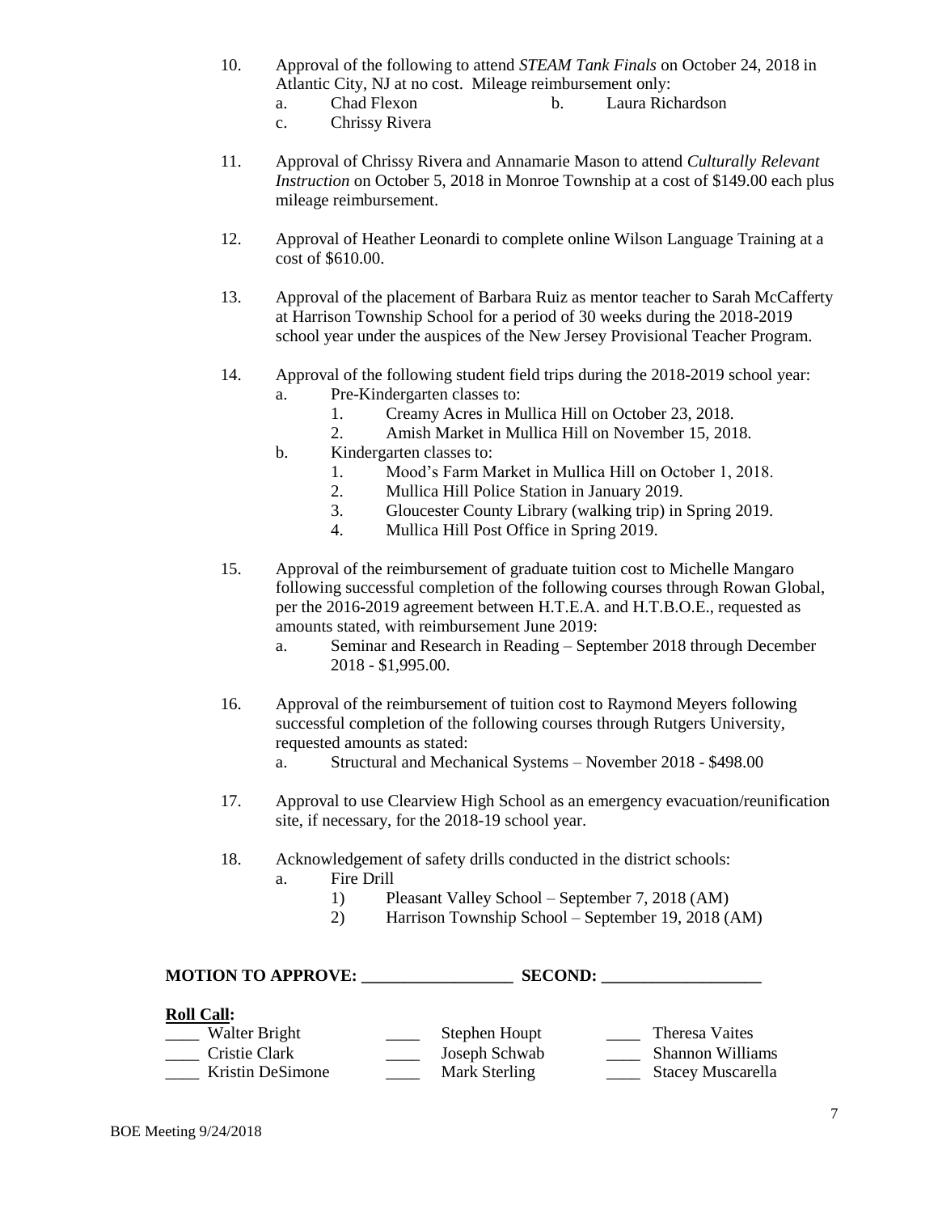10. Approval of the following to attend *STEAM Tank Finals* on October 24, 2018 in Atlantic City, NJ at no cost. Mileage reimbursement only:
    a. Chad Flexon
    b. Laura Richardson
    c. Chrissy Rivera

11. Approval of Chrissy Rivera and Annamarie Mason to attend *Culturally Relevant Instruction* on October 5, 2018 in Monroe Township at a cost of $149.00 each plus mileage reimbursement.

12. Approval of Heather Leonardi to complete online Wilson Language Training at a cost of $610.00.

13. Approval of the placement of Barbara Ruiz as mentor teacher to Sarah McCafferty at Harrison Township School for a period of 30 weeks during the 2018-2019 school year under the auspices of the New Jersey Provisional Teacher Program.

14. Approval of the following student field trips during the 2018-2019 school year:
    a. Pre-Kindergarten classes to:
        1. Creamy Acres in Mullica Hill on October 23, 2018.
        2. Amish Market in Mullica Hill on November 15, 2018.
    b. Kindergarten classes to:
        1. Mood's Farm Market in Mullica Hill on October 1, 2018.
        2. Mullica Hill Police Station in January 2019.
        3. Gloucester County Library (walking trip) in Spring 2019.
        4. Mullica Hill Post Office in Spring 2019.

15. Approval of the reimbursement of graduate tuition cost to Michelle Mangaro following successful completion of the following courses through Rowan Global, per the 2016-2019 agreement between H.T.E.A. and H.T.B.O.E., requested as amounts stated, with reimbursement June 2019:
    a. Seminar and Research in Reading – September 2018 through December 2018 - $1,995.00.

16. Approval of the reimbursement of tuition cost to Raymond Meyers following successful completion of the following courses through Rutgers University, requested amounts as stated:
    a. Structural and Mechanical Systems – November 2018 - $498.00

17. Approval to use Clearview High School as an emergency evacuation/reunification site, if necessary, for the 2018-19 school year.

18. Acknowledgement of safety drills conducted in the district schools:
    a. Fire Drill
        1) Pleasant Valley School – September 7, 2018 (AM)
        2) Harrison Township School – September 19, 2018 (AM)

**MOTION TO APPROVE: __________________ SECOND: ___________________**

**Roll Call:**

____ Walter Bright ____ Stephen Houpt ____ Theresa Vaites
____ Cristie Clark ____ Joseph Schwab ____ Shannon Williams
____ Kristin DeSimone ____ Mark Sterling ____ Stacey Muscarella

BOE Meeting 9/24/2018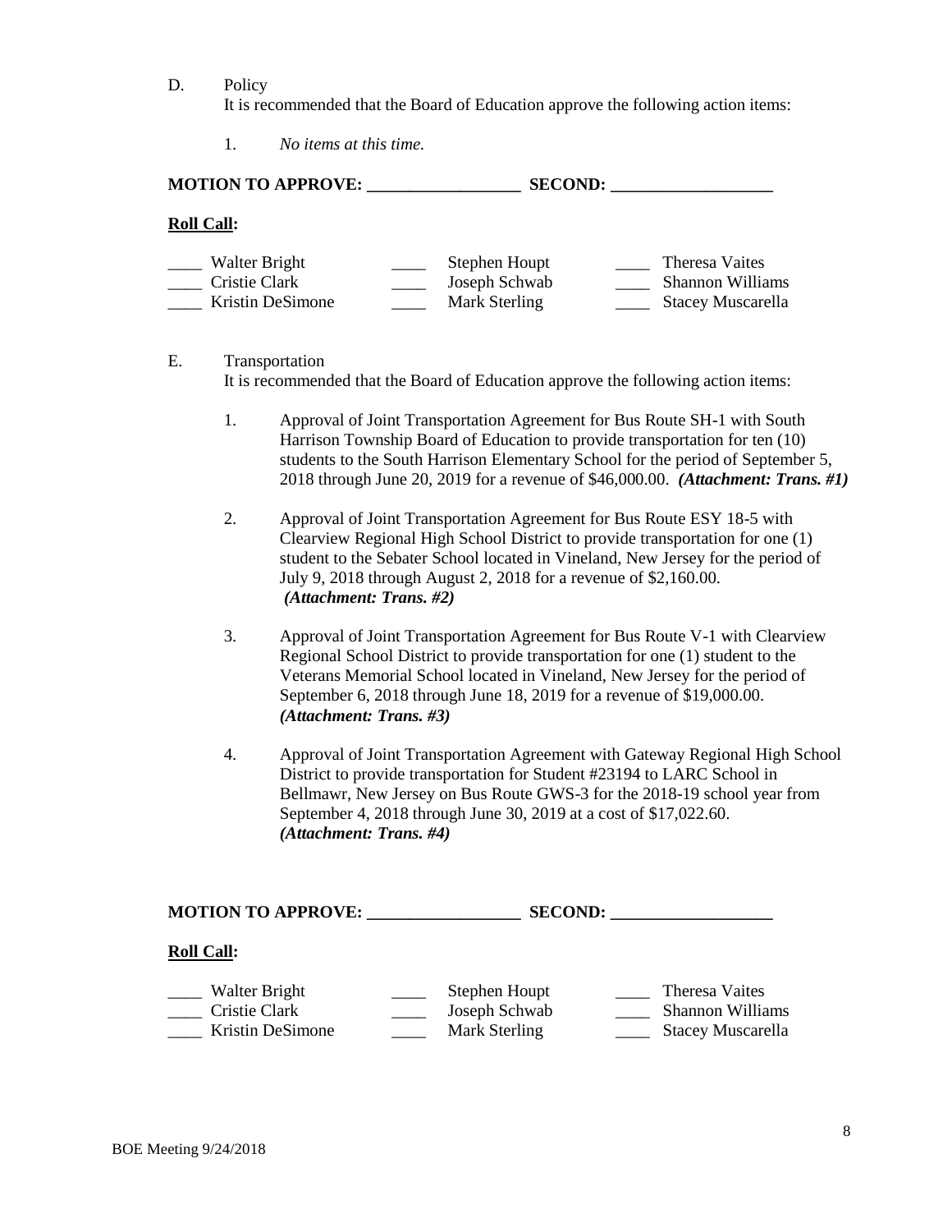D. Policy

It is recommended that the Board of Education approve the following action items:

1. *No items at this time.*

**MOTION TO APPROVE: \_\_\_\_\_\_\_\_\_\_\_\_\_\_\_\_\_\_ SECOND: \_\_\_\_\_\_\_\_\_\_\_\_\_\_\_\_\_\_\_**

**Roll Call:**

| | | | | | |
|---|---|---|---|---|---|
| \_\_\_\_ | Walter Bright | \_\_\_\_ | Stephen Houpt | \_\_\_\_ | Theresa Vaites |
| \_\_\_\_ | Cristie Clark | \_\_\_\_ | Joseph Schwab | \_\_\_\_ | Shannon Williams |
| \_\_\_\_ | Kristin DeSimone | \_\_\_\_ | Mark Sterling | \_\_\_\_ | Stacey Muscarella |

E. Transportation

It is recommended that the Board of Education approve the following action items:

1. Approval of Joint Transportation Agreement for Bus Route SH-1 with South Harrison Township Board of Education to provide transportation for ten (10) students to the South Harrison Elementary School for the period of September 5, 2018 through June 20, 2019 for a revenue of $46,000.00. ***(Attachment: Trans. #1)***

2. Approval of Joint Transportation Agreement for Bus Route ESY 18-5 with Clearview Regional High School District to provide transportation for one (1) student to the Sebater School located in Vineland, New Jersey for the period of July 9, 2018 through August 2, 2018 for a revenue of $2,160.00. ***(Attachment: Trans. #2)***

3. Approval of Joint Transportation Agreement for Bus Route V-1 with Clearview Regional School District to provide transportation for one (1) student to the Veterans Memorial School located in Vineland, New Jersey for the period of September 6, 2018 through June 18, 2019 for a revenue of $19,000.00. ***(Attachment: Trans. #3)***

4. Approval of Joint Transportation Agreement with Gateway Regional High School District to provide transportation for Student #23194 to LARC School in Bellmawr, New Jersey on Bus Route GWS-3 for the 2018-19 school year from September 4, 2018 through June 30, 2019 at a cost of $17,022.60. ***(Attachment: Trans. #4)***

**MOTION TO APPROVE: \_\_\_\_\_\_\_\_\_\_\_\_\_\_\_\_\_\_ SECOND: \_\_\_\_\_\_\_\_\_\_\_\_\_\_\_\_\_\_\_**

**Roll Call:**

| | | | | | |
|---|---|---|---|---|---|
| \_\_\_\_ | Walter Bright | \_\_\_\_ | Stephen Houpt | \_\_\_\_ | Theresa Vaites |
| \_\_\_\_ | Cristie Clark | \_\_\_\_ | Joseph Schwab | \_\_\_\_ | Shannon Williams |
| \_\_\_\_ | Kristin DeSimone | \_\_\_\_ | Mark Sterling | \_\_\_\_ | Stacey Muscarella |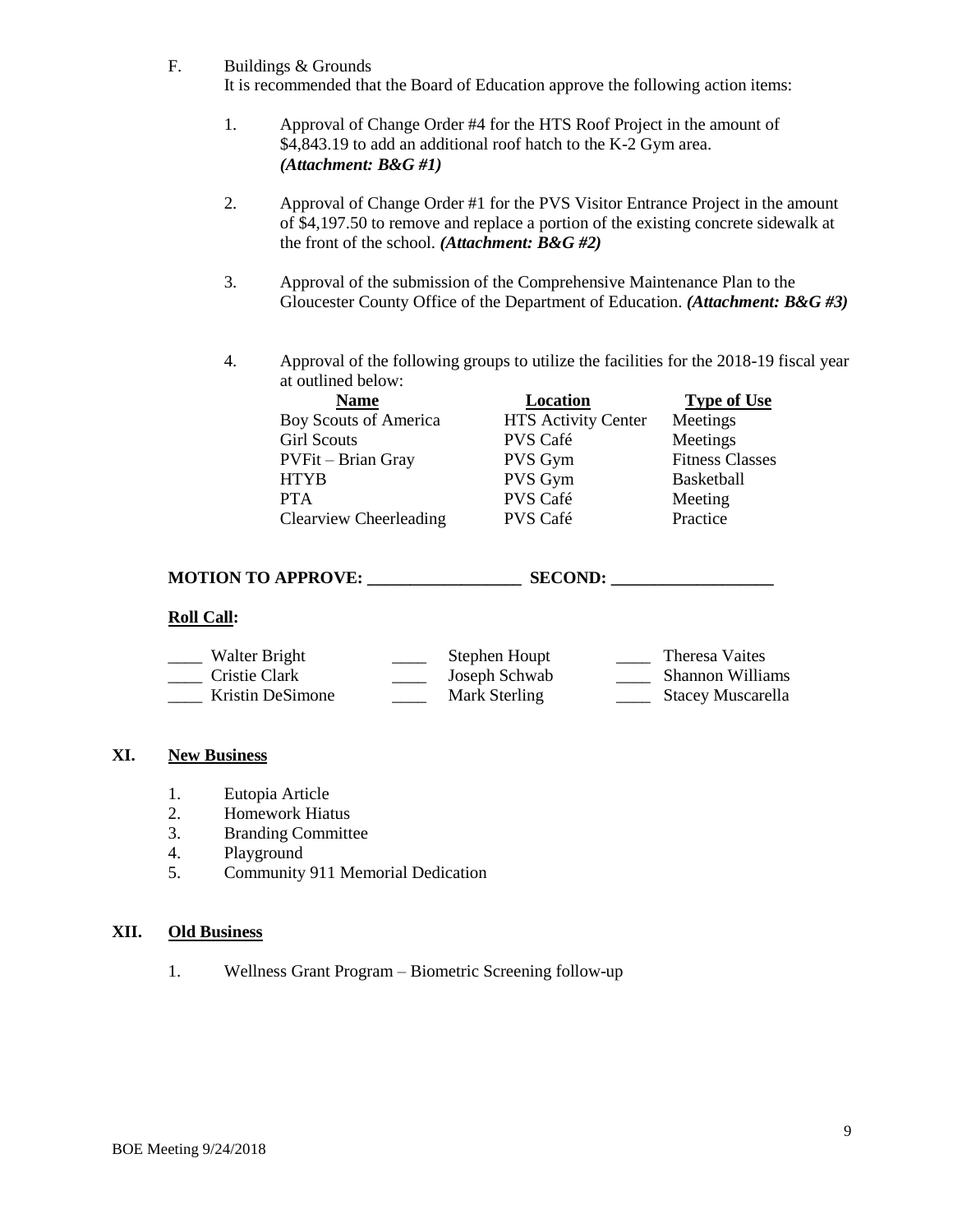F. Buildings & Grounds
It is recommended that the Board of Education approve the following action items:

1. Approval of Change Order #4 for the HTS Roof Project in the amount of $4,843.19 to add an additional roof hatch to the K-2 Gym area. ***(Attachment: B&G #1)***

2. Approval of Change Order #1 for the PVS Visitor Entrance Project in the amount of $4,197.50 to remove and replace a portion of the existing concrete sidewalk at the front of the school. ***(Attachment: B&G #2)***

3. Approval of the submission of the Comprehensive Maintenance Plan to the Gloucester County Office of the Department of Education. ***(Attachment: B&G #3)***

4. Approval of the following groups to utilize the facilities for the 2018-19 fiscal year at outlined below:

| Name | Location | Type of Use |
|---|---|---|
| Boy Scouts of America | HTS Activity Center | Meetings |
| Girl Scouts | PVS Café | Meetings |
| PVFit – Brian Gray | PVS Gym | Fitness Classes |
| HTYB | PVS Gym | Basketball |
| PTA | PVS Café | Meeting |
| Clearview Cheerleading | PVS Café | Practice |

**MOTION TO APPROVE: __________________ SECOND: ___________________**

**Roll Call:**

| | | |
|---|---|---|
| ____ Walter Bright | ____ Stephen Houpt | ____ Theresa Vaites |
| ____ Cristie Clark | ____ Joseph Schwab | ____ Shannon Williams |
| ____ Kristin DeSimone | ____ Mark Sterling | ____ Stacey Muscarella |

## XI. New Business

1. Eutopia Article
2. Homework Hiatus
3. Branding Committee
4. Playground
5. Community 911 Memorial Dedication

## XII. Old Business

1. Wellness Grant Program – Biometric Screening follow-up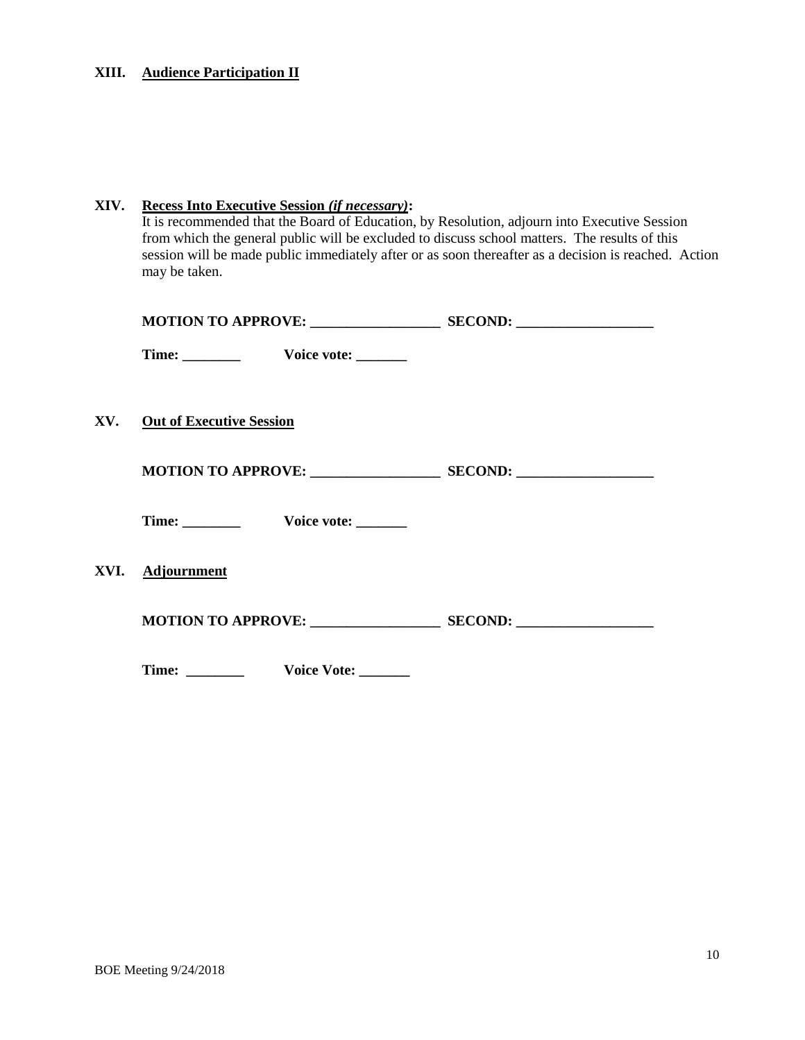**XIII. Audience Participation II**

**XIV. Recess Into Executive Session *(if necessary)*:**

It is recommended that the Board of Education, by Resolution, adjourn into Executive Session from which the general public will be excluded to discuss school matters. The results of this session will be made public immediately after or as soon thereafter as a decision is reached. Action may be taken.

**MOTION TO APPROVE: __________________ SECOND: ___________________**

**Time: ________ Voice vote: _______**

**XV. Out of Executive Session**

**MOTION TO APPROVE: __________________ SECOND: ___________________**

**Time: ________ Voice vote: _______**

**XVI. Adjournment**

**MOTION TO APPROVE: __________________ SECOND: ___________________**

**Time: ________ Voice Vote: _______**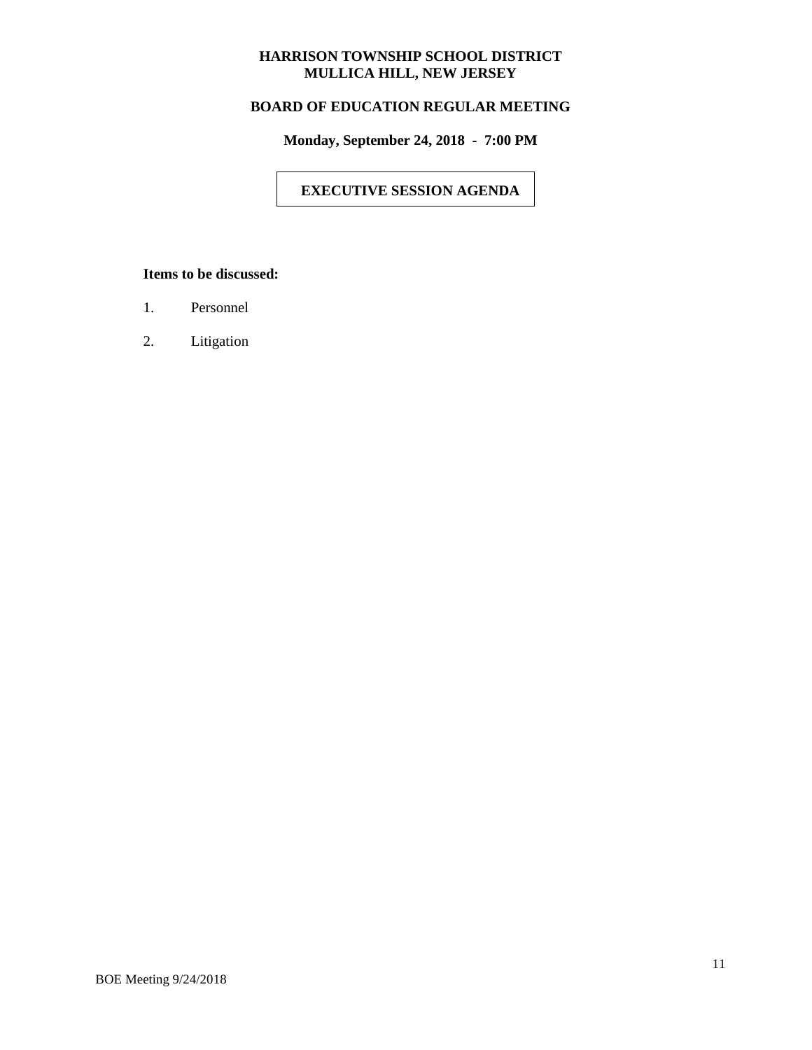**HARRISON TOWNSHIP SCHOOL DISTRICT**
**MULLICA HILL, NEW JERSEY**

**BOARD OF EDUCATION REGULAR MEETING**

**Monday, September 24, 2018 - 7:00 PM**

**EXECUTIVE SESSION AGENDA**

**Items to be discussed:**

1. Personnel
2. Litigation